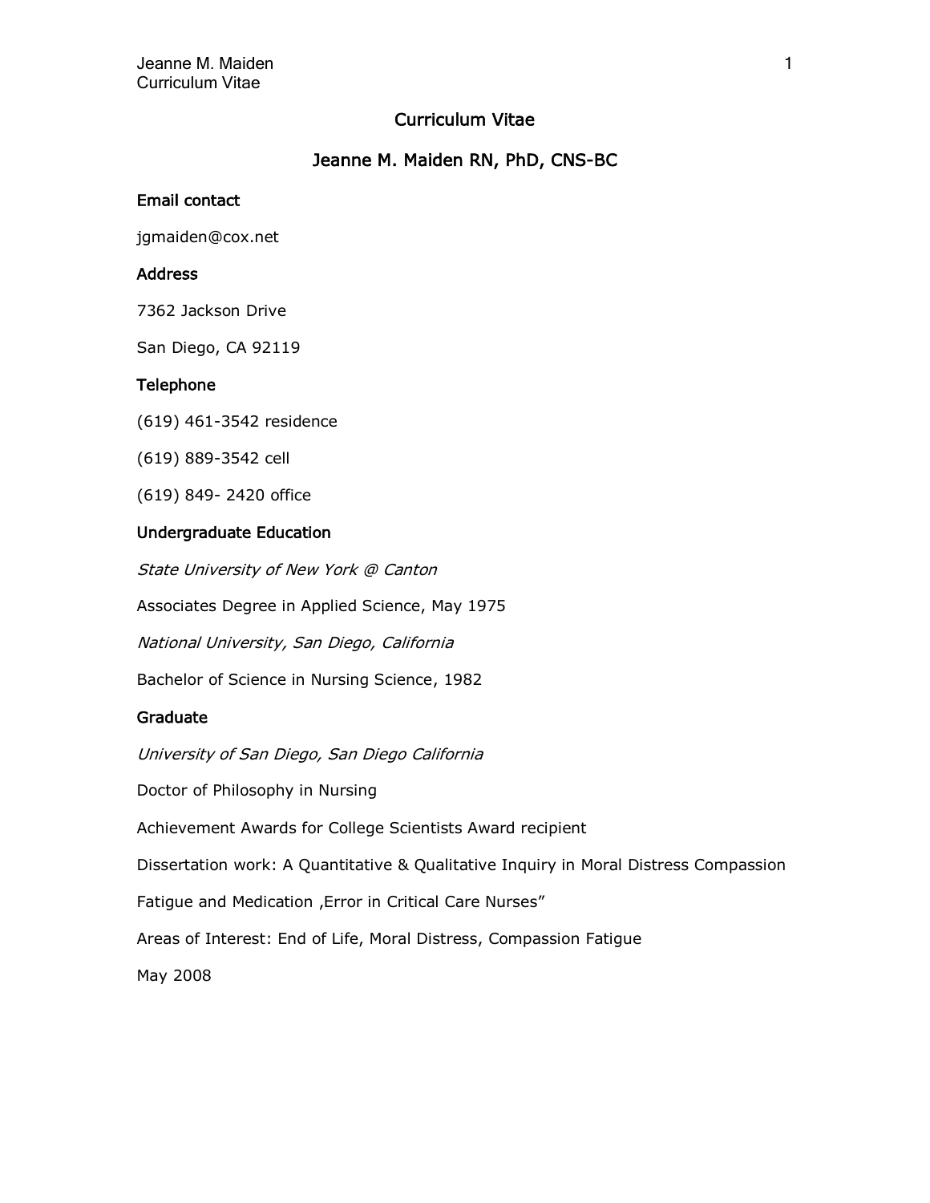# Curriculum Vitae

## Jeanne M. Maiden RN, PhD, CNS-BC

### Email contact

jgmaiden@cox.net

### Address

7362 Jackson Drive

San Diego, CA 92119

### Telephone

(619) 461-3542 residence

(619) 889-3542 cell

(619) 849- 2420 office

### Undergraduate Education

*State University of New York @ Canton*

Associates Degree in Applied Science, May 1975

*National University, San Diego, California*

Bachelor of Science in Nursing Science, 1982

### Graduate

*University of San Diego, San Diego California*

Doctor of Philosophy in Nursing

Achievement Awards for College Scientists Award recipient

Dissertation work: A Quantitative & Qualitative Inquiry in Moral Distress Compassion Fatigue and Medication ,Error in Critical Care Nurses"

Areas of Interest: End of Life, Moral Distress, Compassion Fatigue

May 2008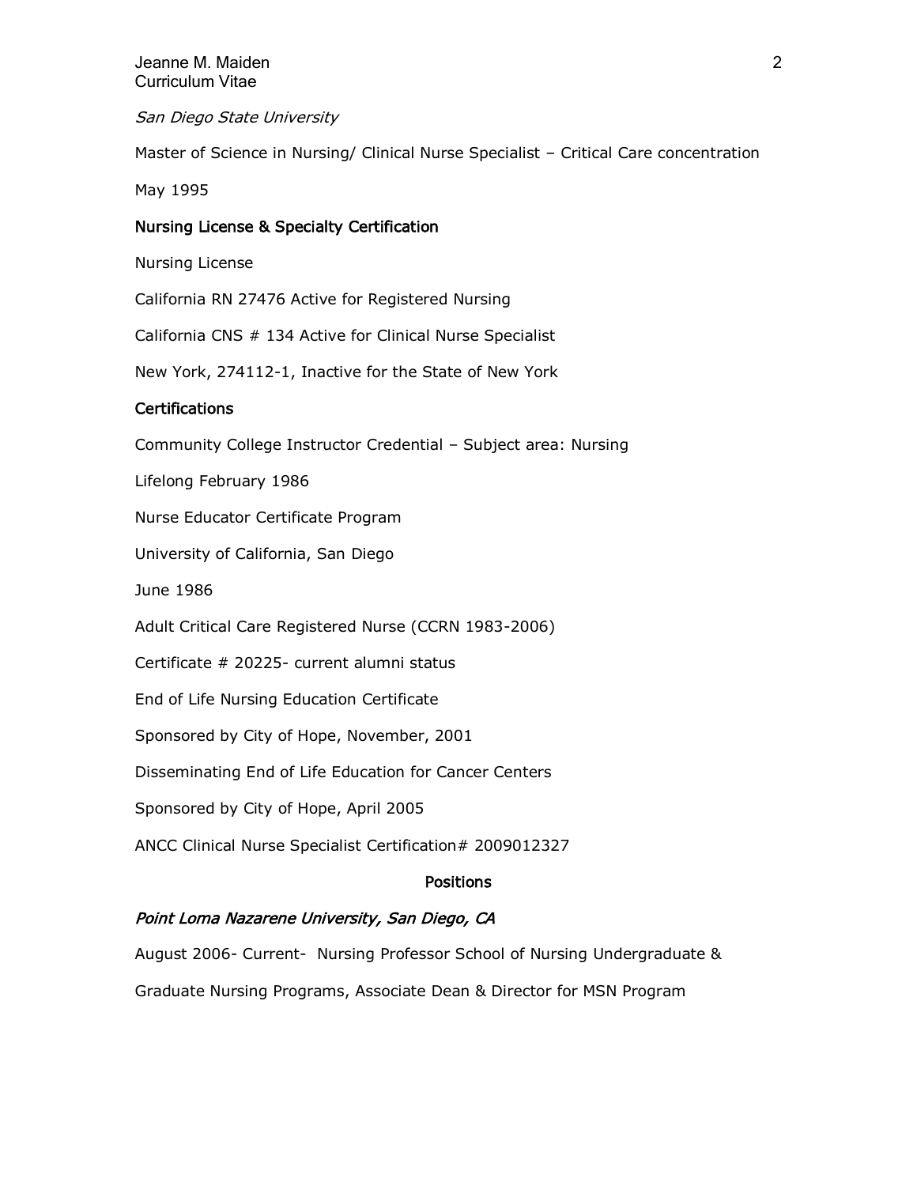*San Diego State University*

Master of Science in Nursing/ Clinical Nurse Specialist – Critical Care concentration

May 1995

### Nursing License & Specialty Certification

Nursing License

California RN 27476 Active for Registered Nursing

California CNS # 134 Active for Clinical Nurse Specialist

New York, 274112-1, Inactive for the State of New York

### Certifications

Community College Instructor Credential – Subject area: Nursing

Lifelong February 1986

Nurse Educator Certificate Program

University of California, San Diego

June 1986

Adult Critical Care Registered Nurse (CCRN 1983-2006)

Certificate # 20225- current alumni status

End of Life Nursing Education Certificate

Sponsored by City of Hope, November, 2001

Disseminating End of Life Education for Cancer Centers

Sponsored by City of Hope, April 2005

ANCC Clinical Nurse Specialist Certification# 2009012327

## Positions

*Point Loma Nazarene University, San Diego, CA*

August 2006- Current- Nursing Professor School of Nursing Undergraduate & Graduate Nursing Programs, Associate Dean & Director for MSN Program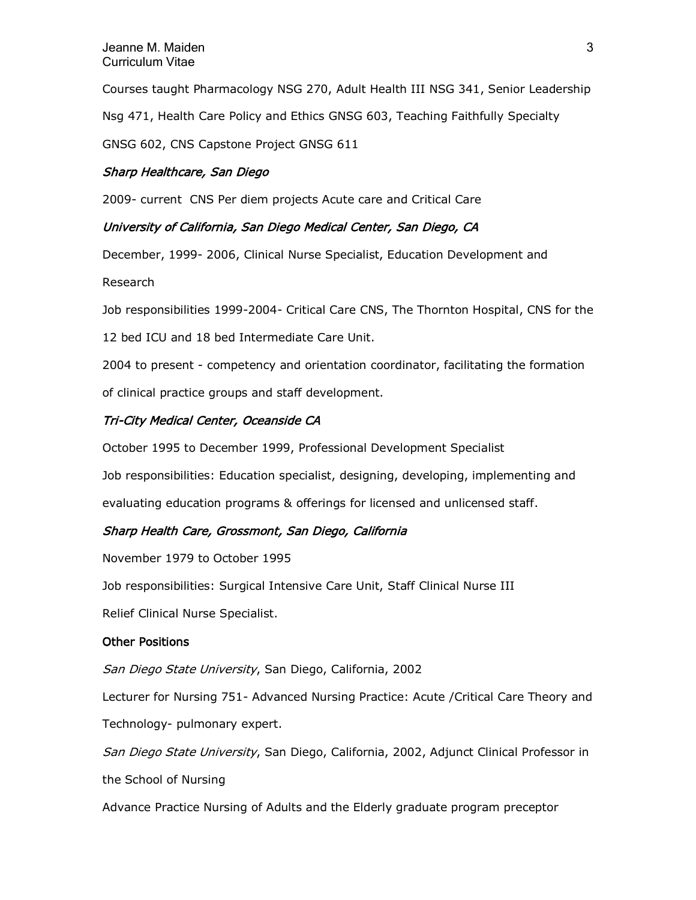Courses taught Pharmacology NSG 270, Adult Health III NSG 341, Senior Leadership Nsg 471, Health Care Policy and Ethics GNSG 603, Teaching Faithfully Specialty GNSG 602, CNS Capstone Project GNSG 611

*Sharp Healthcare, San Diego*

2009- current CNS Per diem projects Acute care and Critical Care

*University of California, San Diego Medical Center, San Diego, CA*

December, 1999- 2006, Clinical Nurse Specialist, Education Development and Research

Job responsibilities 1999-2004- Critical Care CNS, The Thornton Hospital, CNS for the 12 bed ICU and 18 bed Intermediate Care Unit.

2004 to present - competency and orientation coordinator, facilitating the formation of clinical practice groups and staff development.

*Tri-City Medical Center, Oceanside CA*

October 1995 to December 1999, Professional Development Specialist

Job responsibilities: Education specialist, designing, developing, implementing and evaluating education programs & offerings for licensed and unlicensed staff.

*Sharp Health Care, Grossmont, San Diego, California*

November 1979 to October 1995

Job responsibilities: Surgical Intensive Care Unit, Staff Clinical Nurse III

Relief Clinical Nurse Specialist.

**Other Positions**

*San Diego State University*, San Diego, California, 2002

Lecturer for Nursing 751- Advanced Nursing Practice: Acute /Critical Care Theory and Technology- pulmonary expert.

*San Diego State University*, San Diego, California, 2002, Adjunct Clinical Professor in the School of Nursing

Advance Practice Nursing of Adults and the Elderly graduate program preceptor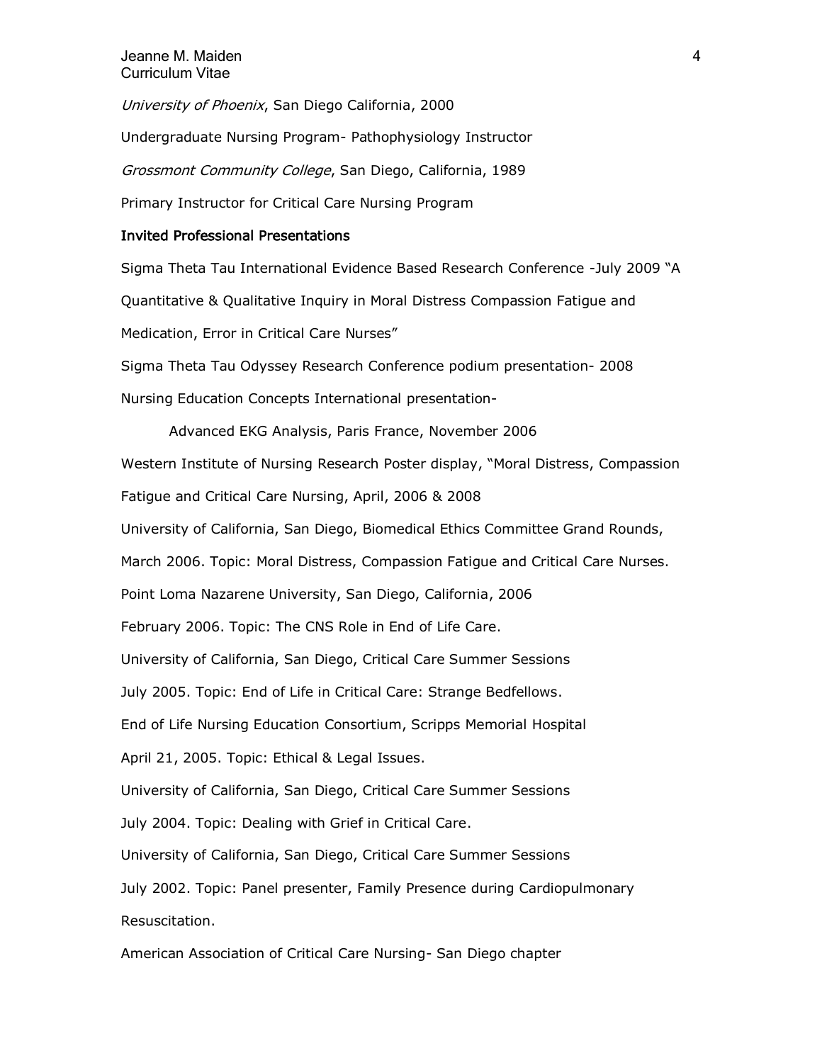*University of Phoenix*, San Diego California, 2000

Undergraduate Nursing Program- Pathophysiology Instructor

*Grossmont Community College*, San Diego, California, 1989

Primary Instructor for Critical Care Nursing Program

**Invited Professional Presentations**

Sigma Theta Tau International Evidence Based Research Conference -July 2009 "A Quantitative & Qualitative Inquiry in Moral Distress Compassion Fatigue and Medication, Error in Critical Care Nurses"

Sigma Theta Tau Odyssey Research Conference podium presentation- 2008

Nursing Education Concepts International presentation-

Advanced EKG Analysis, Paris France, November 2006

Western Institute of Nursing Research Poster display, "Moral Distress, Compassion Fatigue and Critical Care Nursing, April, 2006 & 2008

University of California, San Diego, Biomedical Ethics Committee Grand Rounds, March 2006. Topic: Moral Distress, Compassion Fatigue and Critical Care Nurses.

Point Loma Nazarene University, San Diego, California, 2006

February 2006. Topic: The CNS Role in End of Life Care.

University of California, San Diego, Critical Care Summer Sessions

July 2005. Topic: End of Life in Critical Care: Strange Bedfellows.

End of Life Nursing Education Consortium, Scripps Memorial Hospital

April 21, 2005. Topic: Ethical & Legal Issues.

University of California, San Diego, Critical Care Summer Sessions

July 2004. Topic: Dealing with Grief in Critical Care.

University of California, San Diego, Critical Care Summer Sessions

July 2002. Topic: Panel presenter, Family Presence during Cardiopulmonary Resuscitation.

American Association of Critical Care Nursing- San Diego chapter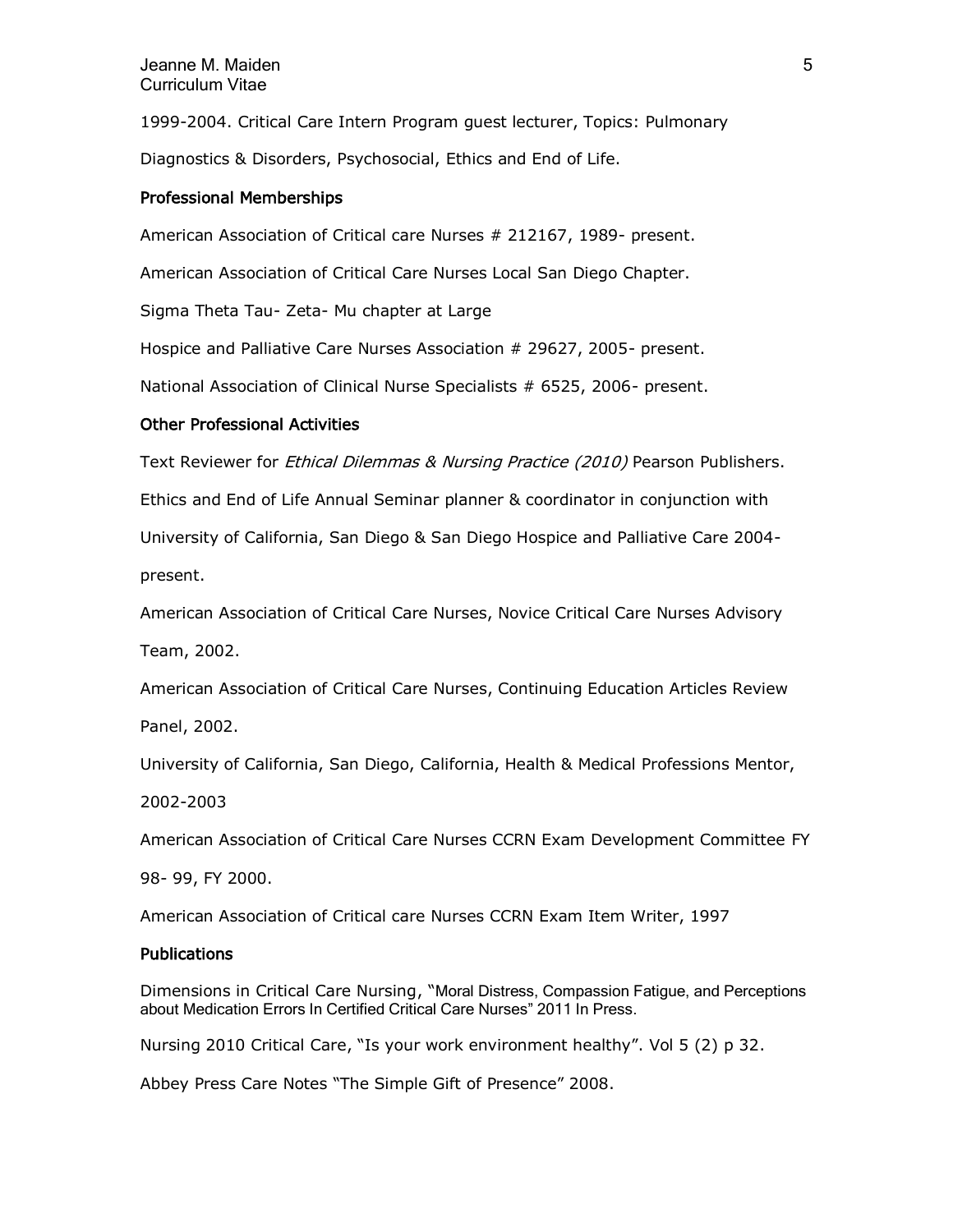1999-2004. Critical Care Intern Program guest lecturer, Topics: Pulmonary Diagnostics & Disorders, Psychosocial, Ethics and End of Life.

## Professional Memberships

American Association of Critical care Nurses # 212167, 1989- present.

American Association of Critical Care Nurses Local San Diego Chapter.

Sigma Theta Tau- Zeta- Mu chapter at Large

Hospice and Palliative Care Nurses Association # 29627, 2005- present.

National Association of Clinical Nurse Specialists # 6525, 2006- present.

## Other Professional Activities

Text Reviewer for *Ethical Dilemmas & Nursing Practice (2010)* Pearson Publishers.

Ethics and End of Life Annual Seminar planner & coordinator in conjunction with University of California, San Diego & San Diego Hospice and Palliative Care 2004-present.

American Association of Critical Care Nurses, Novice Critical Care Nurses Advisory Team, 2002.

American Association of Critical Care Nurses, Continuing Education Articles Review Panel, 2002.

University of California, San Diego, California, Health & Medical Professions Mentor, 2002-2003

American Association of Critical Care Nurses CCRN Exam Development Committee FY 98- 99, FY 2000.

American Association of Critical care Nurses CCRN Exam Item Writer, 1997

## Publications

Dimensions in Critical Care Nursing, "Moral Distress, Compassion Fatigue, and Perceptions about Medication Errors In Certified Critical Care Nurses" 2011 In Press.

Nursing 2010 Critical Care, "Is your work environment healthy". Vol 5 (2) p 32.

Abbey Press Care Notes "The Simple Gift of Presence" 2008.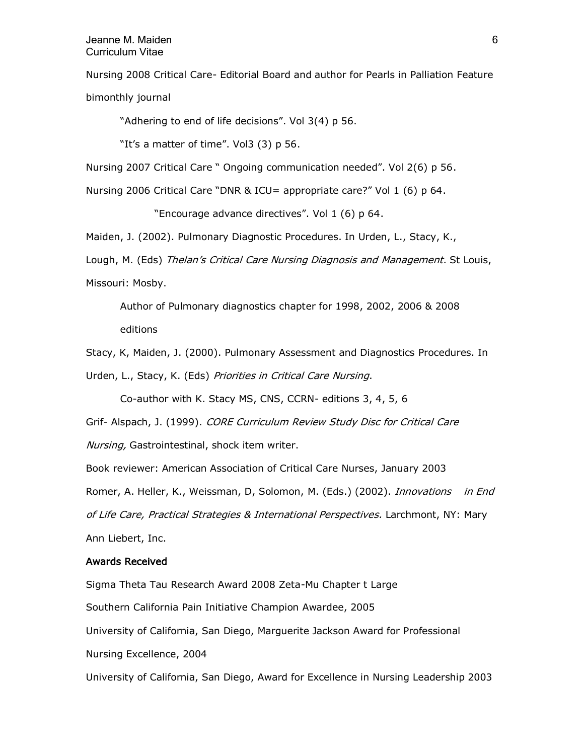Nursing 2008 Critical Care- Editorial Board and author for Pearls in Palliation Feature bimonthly journal

"Adhering to end of life decisions". Vol 3(4) p 56.

"It's a matter of time". Vol3 (3) p 56.

Nursing 2007 Critical Care " Ongoing communication needed". Vol 2(6) p 56.

Nursing 2006 Critical Care "DNR & ICU= appropriate care?" Vol 1 (6) p 64.

"Encourage advance directives". Vol 1 (6) p 64.

Maiden, J. (2002). Pulmonary Diagnostic Procedures. In Urden, L., Stacy, K., Lough, M. (Eds) *Thelan's Critical Care Nursing Diagnosis and Management.* St Louis, Missouri: Mosby.

Author of Pulmonary diagnostics chapter for 1998, 2002, 2006 & 2008 editions

Stacy, K, Maiden, J. (2000). Pulmonary Assessment and Diagnostics Procedures. In Urden, L., Stacy, K. (Eds) *Priorities in Critical Care Nursing*.

Co-author with K. Stacy MS, CNS, CCRN- editions 3, 4, 5, 6

Grif- Alspach, J. (1999). *CORE Curriculum Review Study Disc for Critical Care Nursing,* Gastrointestinal, shock item writer.

Book reviewer: American Association of Critical Care Nurses, January 2003

Romer, A. Heller, K., Weissman, D, Solomon, M. (Eds.) (2002). *Innovations in End of Life Care, Practical Strategies & International Perspectives.* Larchmont, NY: Mary Ann Liebert, Inc.

**Awards Received**

Sigma Theta Tau Research Award 2008 Zeta-Mu Chapter t Large

Southern California Pain Initiative Champion Awardee, 2005

University of California, San Diego, Marguerite Jackson Award for Professional Nursing Excellence, 2004

University of California, San Diego, Award for Excellence in Nursing Leadership 2003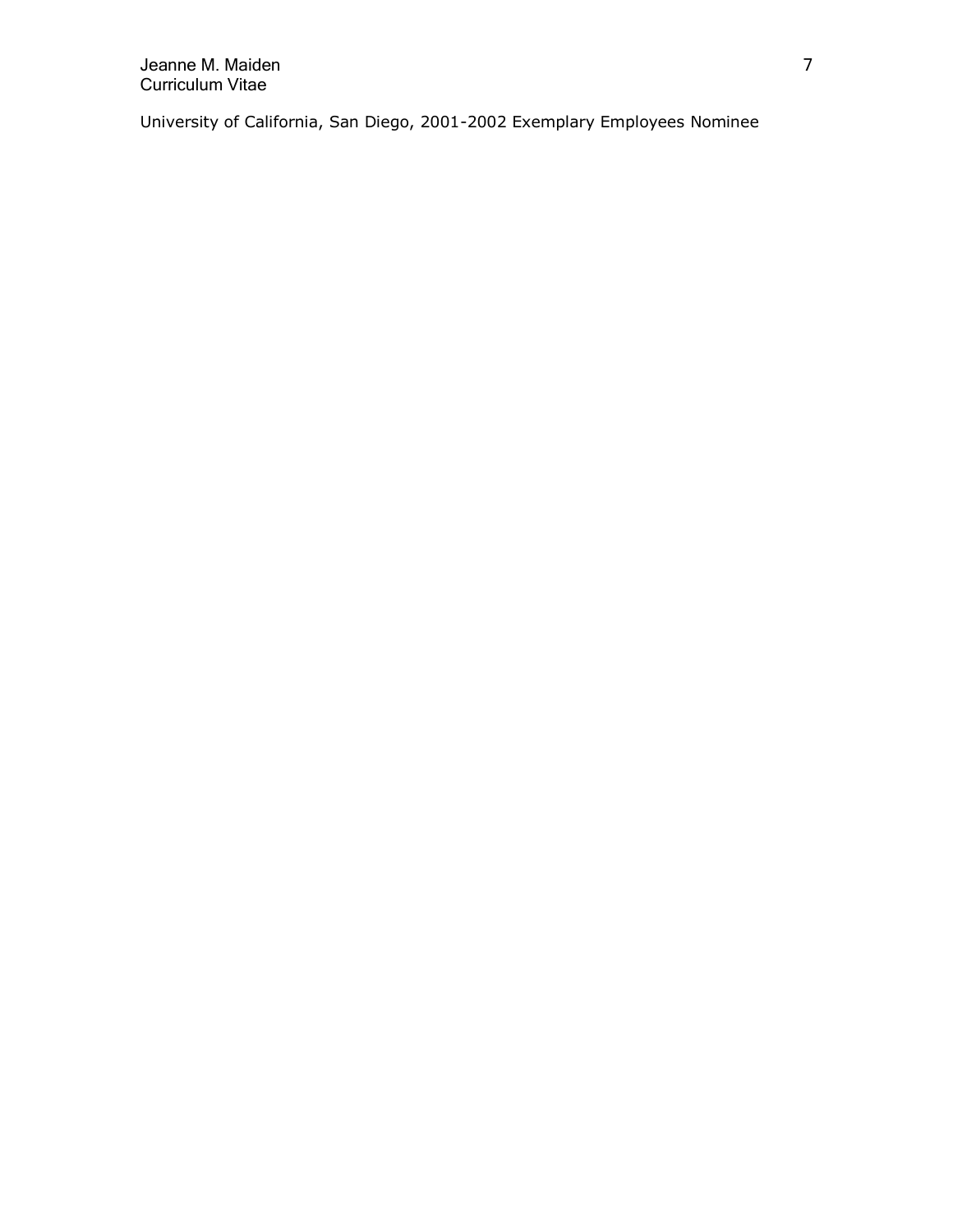University of California, San Diego, 2001-2002 Exemplary Employees Nominee